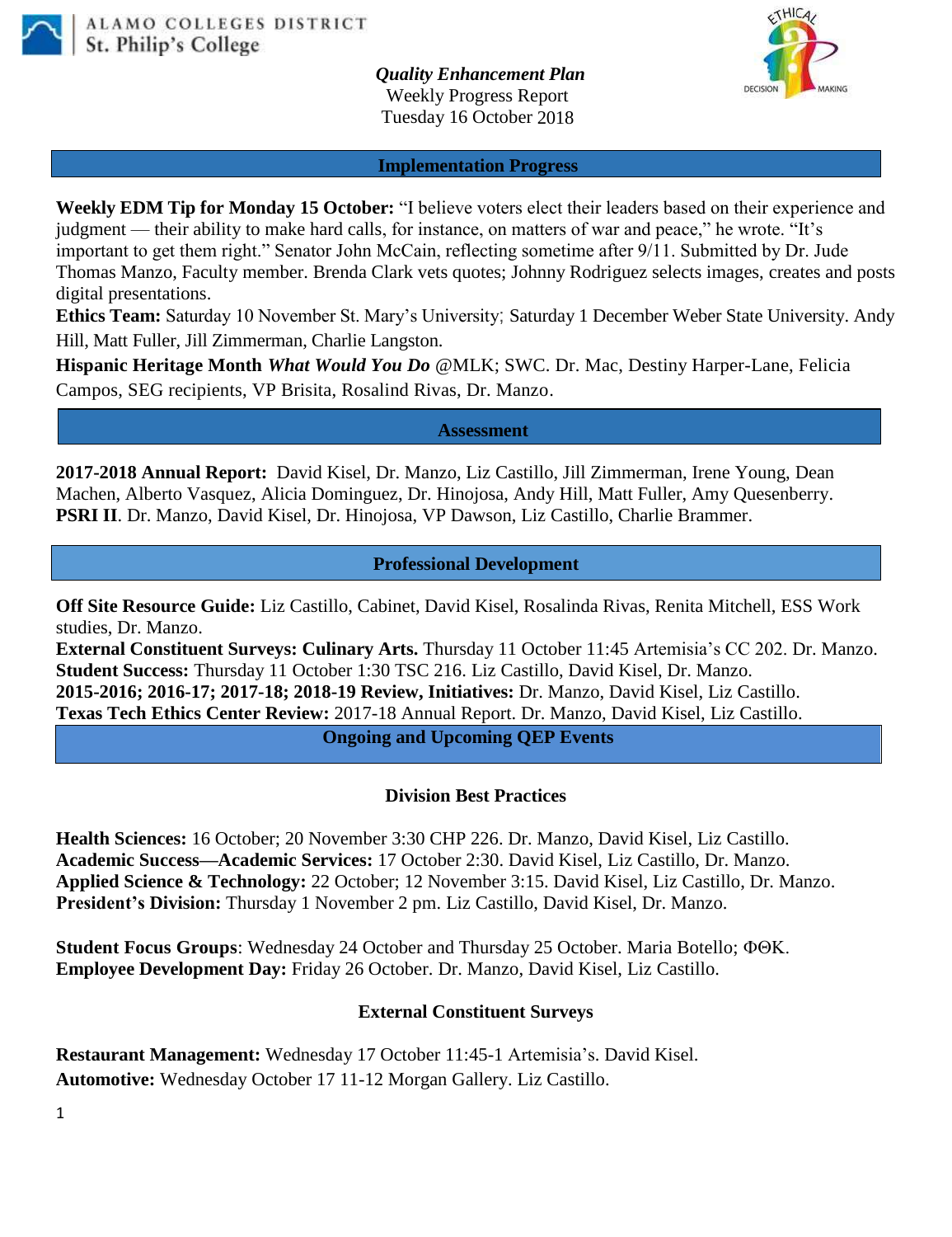ALAMO COLLEGES DISTRICT
St. Philip's College

*Quality Enhancement Plan*
Weekly Progress Report
Tuesday 16 October 2018

## Implementation Progress

**Weekly EDM Tip for Monday 15 October:** "I believe voters elect their leaders based on their experience and judgment — their ability to make hard calls, for instance, on matters of war and peace," he wrote. "It's important to get them right." Senator John McCain, reflecting sometime after 9/11. Submitted by Dr. Jude Thomas Manzo, Faculty member. Brenda Clark vets quotes; Johnny Rodriguez selects images, creates and posts digital presentations.
**Ethics Team:** Saturday 10 November St. Mary's University; Saturday 1 December Weber State University. Andy Hill, Matt Fuller, Jill Zimmerman, Charlie Langston.
**Hispanic Heritage Month** ***What Would You Do*** @MLK; SWC. Dr. Mac, Destiny Harper-Lane, Felicia Campos, SEG recipients, VP Brisita, Rosalind Rivas, Dr. Manzo.

## Assessment

**2017-2018 Annual Report:** David Kisel, Dr. Manzo, Liz Castillo, Jill Zimmerman, Irene Young, Dean Machen, Alberto Vasquez, Alicia Dominguez, Dr. Hinojosa, Andy Hill, Matt Fuller, Amy Quesenberry.
**PSRI II**. Dr. Manzo, David Kisel, Dr. Hinojosa, VP Dawson, Liz Castillo, Charlie Brammer.

## Professional Development

**Off Site Resource Guide:** Liz Castillo, Cabinet, David Kisel, Rosalinda Rivas, Renita Mitchell, ESS Work studies, Dr. Manzo.
**External Constituent Surveys: Culinary Arts.** Thursday 11 October 11:45 Artemisia's CC 202. Dr. Manzo.
**Student Success:** Thursday 11 October 1:30 TSC 216. Liz Castillo, David Kisel, Dr. Manzo.
**2015-2016; 2016-17; 2017-18; 2018-19 Review, Initiatives:** Dr. Manzo, David Kisel, Liz Castillo.
**Texas Tech Ethics Center Review:** 2017-18 Annual Report. Dr. Manzo, David Kisel, Liz Castillo.

## Ongoing and Upcoming QEP Events

### Division Best Practices

**Health Sciences:** 16 October; 20 November 3:30 CHP 226. Dr. Manzo, David Kisel, Liz Castillo.
**Academic Success—Academic Services:** 17 October 2:30. David Kisel, Liz Castillo, Dr. Manzo.
**Applied Science & Technology:** 22 October; 12 November 3:15. David Kisel, Liz Castillo, Dr. Manzo.
**President's Division:** Thursday 1 November 2 pm. Liz Castillo, David Kisel, Dr. Manzo.

**Student Focus Groups**: Wednesday 24 October and Thursday 25 October. Maria Botello; ΦΘΚ.
**Employee Development Day:** Friday 26 October. Dr. Manzo, David Kisel, Liz Castillo.

### External Constituent Surveys

**Restaurant Management:** Wednesday 17 October 11:45-1 Artemisia's. David Kisel.
**Automotive:** Wednesday October 17 11-12 Morgan Gallery. Liz Castillo.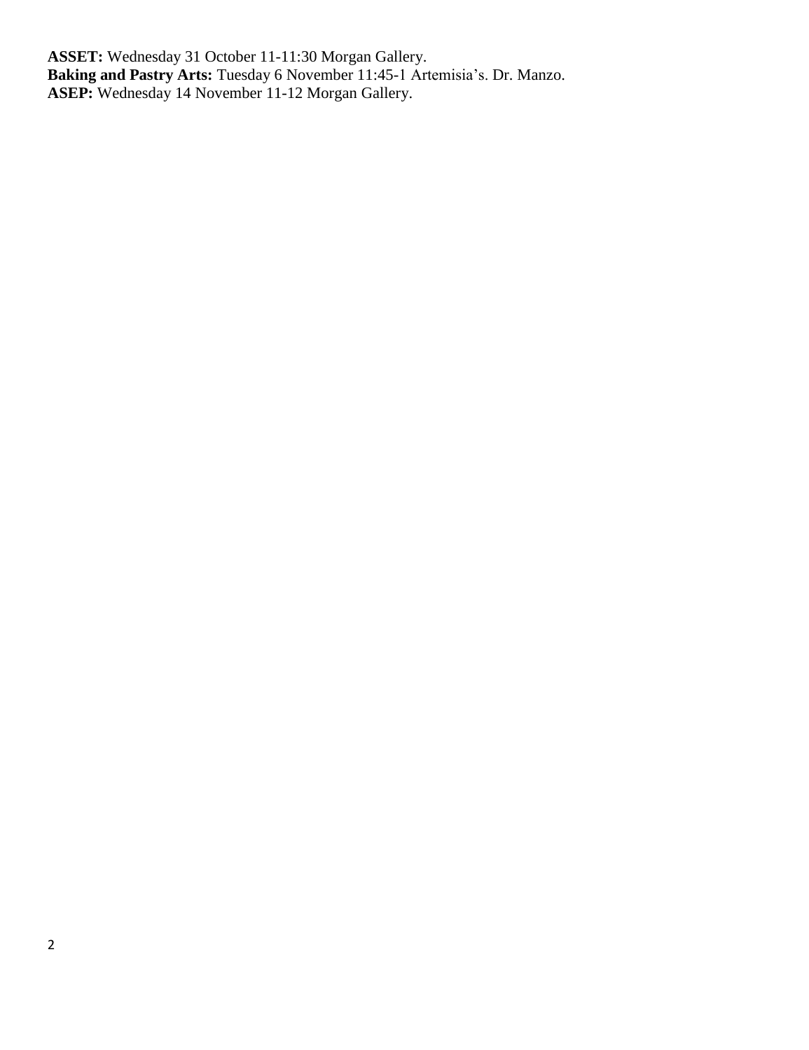**ASSET:** Wednesday 31 October 11-11:30 Morgan Gallery.
**Baking and Pastry Arts:** Tuesday 6 November 11:45-1 Artemisia's. Dr. Manzo.
**ASEP:** Wednesday 14 November 11-12 Morgan Gallery.